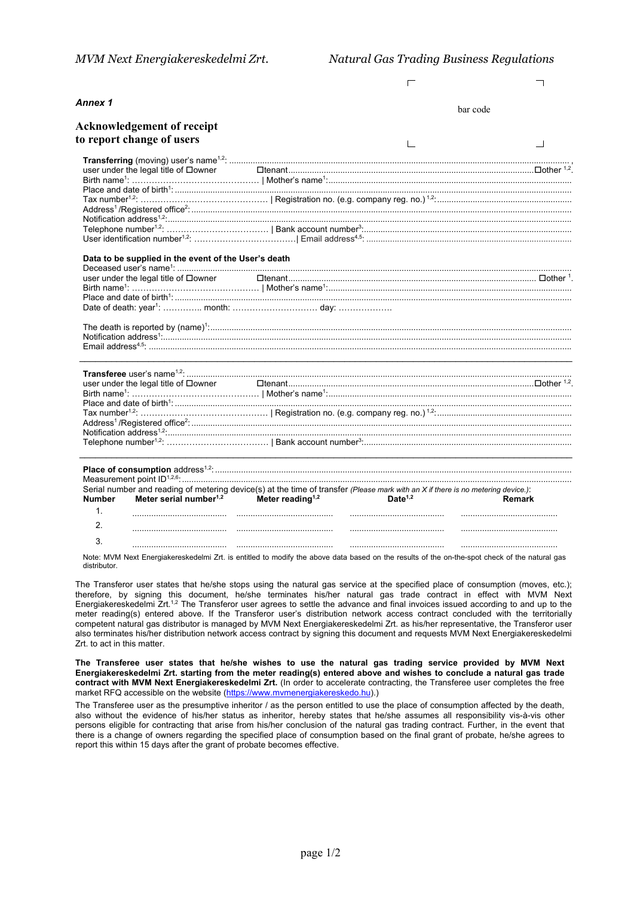*Annex 1*

bar code

## Acknowledgement of receipt to report change of users

**Transferring** (moving) user's name[1,2]: ..............................................................................................................................................,
user under the legal title of ☐owner ☐tenant.................................................................................................☐other [1,2].
Birth name[1]: ........................................... | Mother's name[1]:..........................................................................................
Place and date of birth[1]: ..................................................................................................................................................
Tax number[1,2]: ........................................... | Registration no. (e.g. company reg. no.) [1,2]:.........................................................
Address[1] /Registered office[2]: ............................................................................................................................................
Notification address[1,2]:........................................................................................................................................................
Telephone number[1,2]: .................................... | Bank account number[3]:.....................................................................................
User identification number[1,2]: ...................................| Email address[4,5]: .....................................................................................

**Data to be supplied in the event of the User's death**
Deceased user's name[1]: ...................................................................................................................................................
user under the legal title of ☐owner ☐tenant.................................................................................................☐other [1].
Birth name[1]: ........................................... | Mother's name[1]:..........................................................................................
Place and date of birth[1]: ..................................................................................................................................................
Date of death: year[1]: ............... month: ............................. day: ...................

The death is reported by (name)[1]:.......................................................................................................................................
Notification address[1]:..........................................................................................................................................................
Email address[4,5]: ..............................................................................................................................................................

---

**Transferee** user's name[1,2]: ..............................................................................................................................................
user under the legal title of ☐owner ☐tenant.................................................................................................☐other [1,2].
Birth name[1]: ........................................... | Mother's name[1]:..........................................................................................
Place and date of birth[1]: ..................................................................................................................................................
Tax number[1,2]: ........................................... | Registration no. (e.g. company reg. no.) [1,2]:.........................................................
Address[1] /Registered office[2]: ............................................................................................................................................
Notification address[1,2]:........................................................................................................................................................
Telephone number[1,2]: .................................... | Bank account number[3]:.....................................................................................

---

**Place of consumption** address[1,2]: ....................................................................................................................................
Measurement point ID[1,2,6]: ...................................................................................................................................................
Serial number and reading of metering device(s) at the time of transfer *(Please mark with an X if there is no metering device.)*:

| Number | Meter serial number[1,2] | Meter reading[1,2] | Date[1,2] | Remark |
|---|---|---|---|---|
| 1. | ........................................ | ........................................ | ........................................ | ........................................ |
| 2. | ........................................ | ........................................ | ........................................ | ........................................ |
| 3. | ........................................ | ........................................ | ........................................ | ........................................ |

Note: MVM Next Energiakereskedelmi Zrt. is entitled to modify the above data based on the results of the on-the-spot check of the natural gas distributor.

The Transferor user states that he/she stops using the natural gas service at the specified place of consumption (moves, etc.); therefore, by signing this document, he/she terminates his/her natural gas trade contract in effect with MVM Next Energiakereskedelmi Zrt.[1,2] The Transferor user agrees to settle the advance and final invoices issued according to and up to the meter reading(s) entered above. If the Transferor user's distribution network access contract concluded with the territorially competent natural gas distributor is managed by MVM Next Energiakereskedelmi Zrt. as his/her representative, the Transferor user also terminates his/her distribution network access contract by signing this document and requests MVM Next Energiakereskedelmi Zrt. to act in this matter.

**The Transferee user states that he/she wishes to use the natural gas trading service provided by MVM Next Energiakereskedelmi Zrt. starting from the meter reading(s) entered above and wishes to conclude a natural gas trade contract with MVM Next Energiakereskedelmi Zrt.** (In order to accelerate contracting, the Transferee user completes the free market RFQ accessible on the website (https://www.mvmenergiakereskedo.hu).)

The Transferee user as the presumptive inheritor / as the person entitled to use the place of consumption affected by the death, also without the evidence of his/her status as inheritor, hereby states that he/she assumes all responsibility vis-à-vis other persons eligible for contracting that arise from his/her conclusion of the natural gas trading contract. Further, in the event that there is a change of owners regarding the specified place of consumption based on the final grant of probate, he/she agrees to report this within 15 days after the grant of probate becomes effective.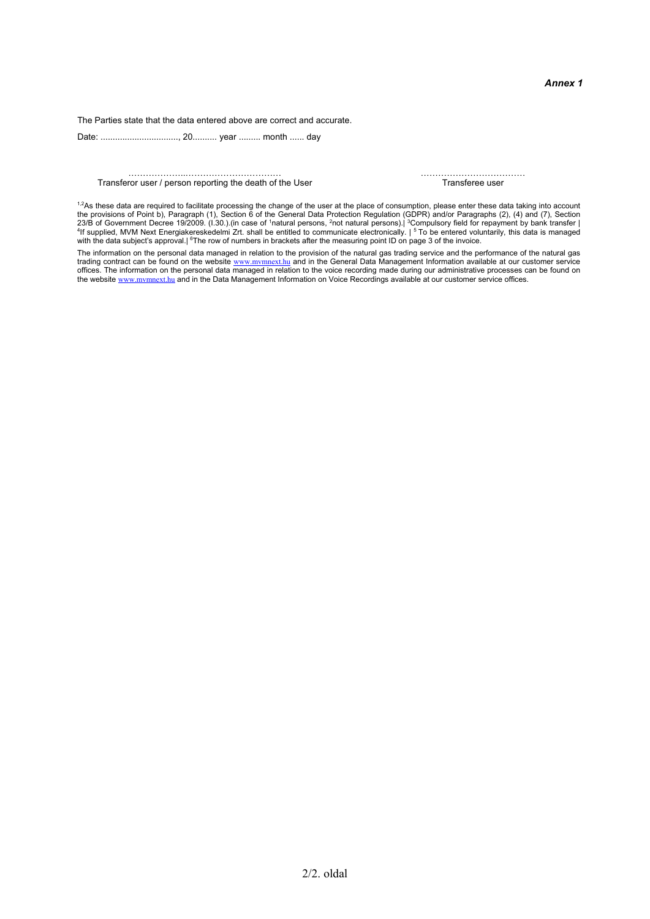***Annex 1***

The Parties state that the data entered above are correct and accurate.

Date: ..............................., 20.......... year ......... month ...... day

………………..…………………………… Transferor user / person reporting the death of the User

……………………………… Transferee user

[1,2]As these data are required to facilitate processing the change of the user at the place of consumption, please enter these data taking into account the provisions of Point b), Paragraph (1), Section 6 of the General Data Protection Regulation (GDPR) and/or Paragraphs (2), (4) and (7), Section 23/B of Government Decree 19/2009. (I.30.).(in case of [1]natural persons, [2]not natural persons).| [3]Compulsory field for repayment by bank transfer | [4]If supplied, MVM Next Energiakereskedelmi Zrt. shall be entitled to communicate electronically. | [5] To be entered voluntarily, this data is managed with the data subject's approval.| [6]The row of numbers in brackets after the measuring point ID on page 3 of the invoice.

The information on the personal data managed in relation to the provision of the natural gas trading service and the performance of the natural gas trading contract can be found on the website www.mvmnext.hu and in the General Data Management Information available at our customer service offices. The information on the personal data managed in relation to the voice recording made during our administrative processes can be found on the website www.mvmnext.hu and in the Data Management Information on Voice Recordings available at our customer service offices.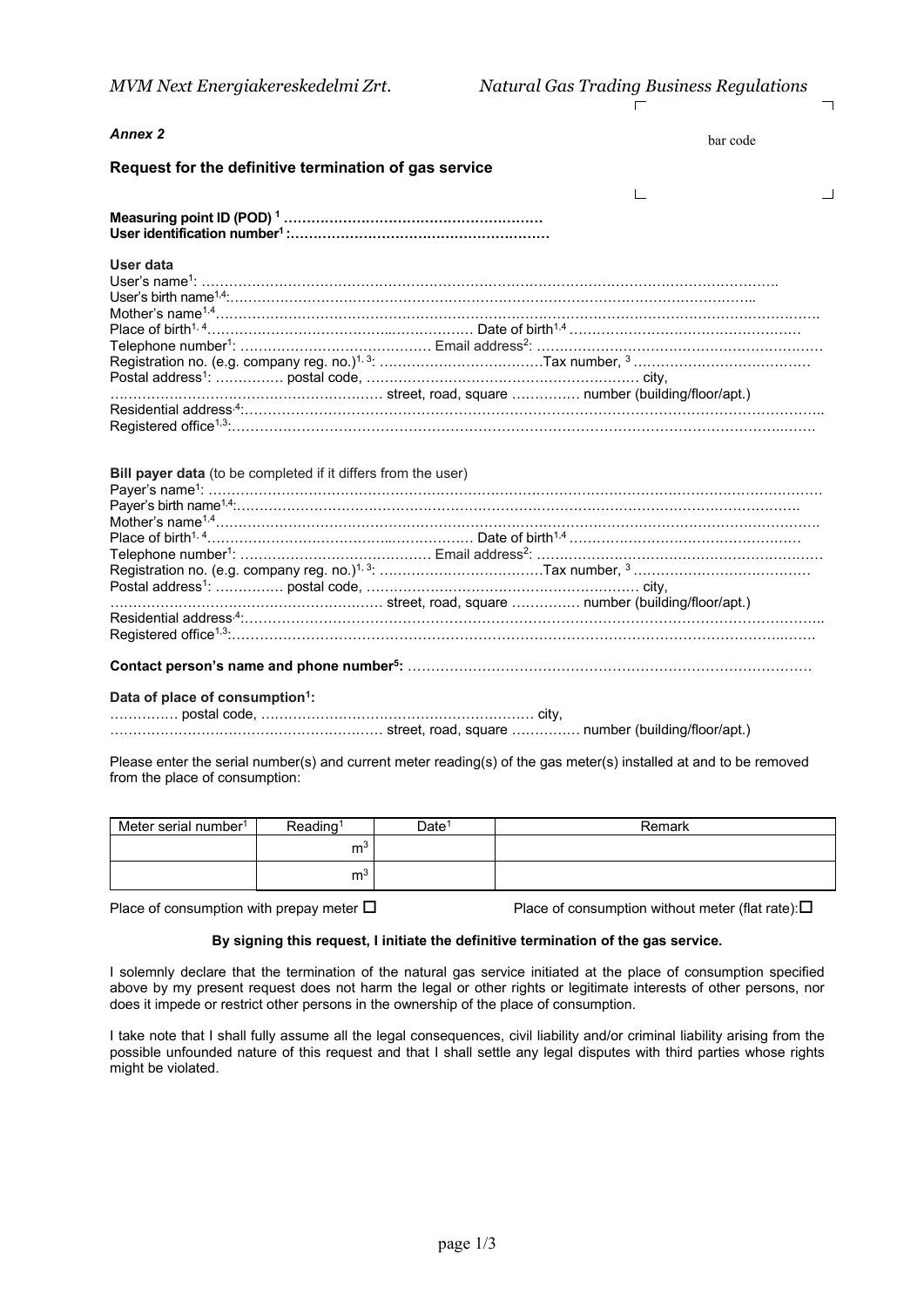*Annex 2*

bar code

**Request for the definitive termination of gas service**

**Measuring point ID (POD) [1] ………………………………………………**
**User identification number[1] :…………………………………………………**

**User data**

User's name[1]: …………………………………………………………………………………………………………….
User's birth name[1,4]:……………………………………………………………………………………………………..
Mother's name[1,4]…………………………………………………………………………………………………………….
Place of birth[1, 4]………………………………….……………… Date of birth[1,4] ……………………………………………
Telephone number[1]: …………………………………… Email address[2]: ………………………………………………………
Registration no. (e.g. company reg. no.)[1, 3]: ………………………………Tax number, [3] …………………………………
Postal address[1]: …………… postal code, …………………………………………………… city,
…………………………………………………… street, road, square …………… number (building/floor/apt.)
Residential address[4]:……………………………………………………………………………………………………………..
Registered office[1,3]:……………………………………………………………………………………………………….…….

**Bill payer data** (to be completed if it differs from the user)

Payer's name[1]: ……………………………………………………………………………………………………………………
Payer's birth name[1,4]:…………………………………………………………………………………………………………….
Mother's name[1,4]…………………………………………………………………………………………………………….
Place of birth[1, 4]………………………………….……………… Date of birth[1,4] ……………………………………………
Telephone number[1]: …………………………………… Email address[2]: ………………………………………………………
Registration no. (e.g. company reg. no.)[1, 3]: ………………………………Tax number, [3] …………………………………
Postal address[1]: …………… postal code, …………………………………………………… city,
…………………………………………………… street, road, square …………… number (building/floor/apt.)
Residential address[4]:……………………………………………………………………………………………………………..
Registered office[1,3]:……………………………………………………………………………………………………….…….

**Contact person's name and phone number[5]:** ……………………………………………………………………………

**Data of place of consumption[1]:**

…………… postal code, …………………………………………………… city,
…………………………………………………… street, road, square …………… number (building/floor/apt.)

Please enter the serial number(s) and current meter reading(s) of the gas meter(s) installed at and to be removed from the place of consumption:

| Meter serial number[1] | Reading[1] | Date[1] | Remark |
|---|---|---|---|
| | $m^3$ | | |
| | $m^3$ | | |

Place of consumption with prepay meter ☐ Place of consumption without meter (flat rate):☐

**By signing this request, I initiate the definitive termination of the gas service.**

I solemnly declare that the termination of the natural gas service initiated at the place of consumption specified above by my present request does not harm the legal or other rights or legitimate interests of other persons, nor does it impede or restrict other persons in the ownership of the place of consumption.

I take note that I shall fully assume all the legal consequences, civil liability and/or criminal liability arising from the possible unfounded nature of this request and that I shall settle any legal disputes with third parties whose rights might be violated.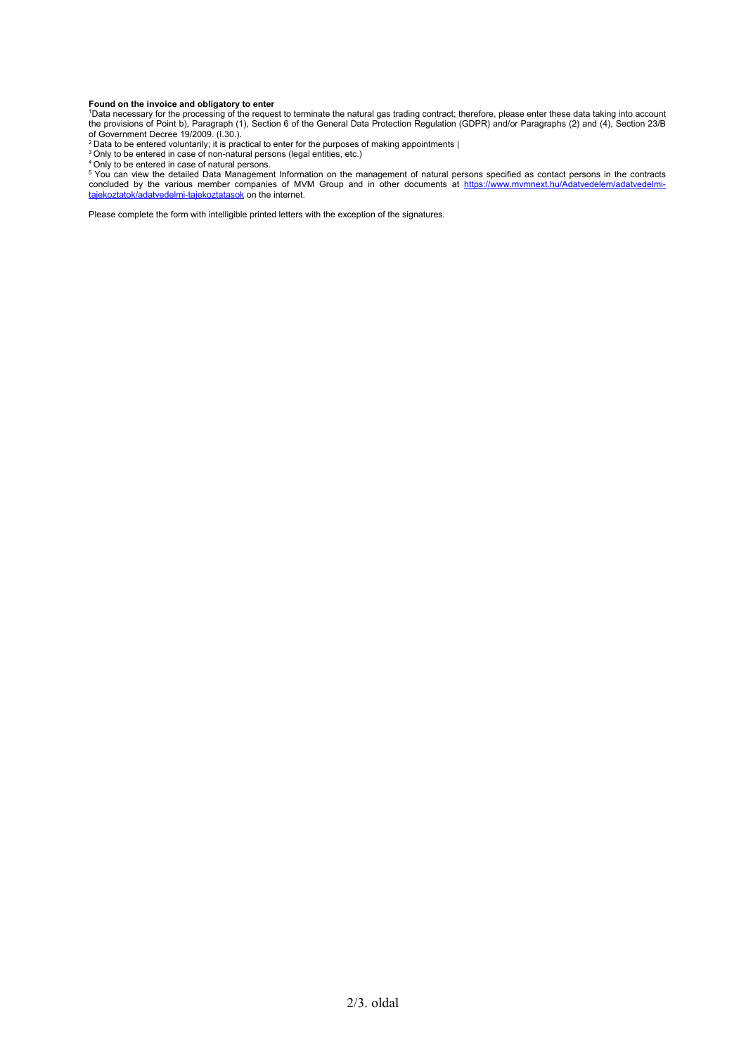**Found on the invoice and obligatory to enter**

[1]Data necessary for the processing of the request to terminate the natural gas trading contract; therefore, please enter these data taking into account the provisions of Point b), Paragraph (1), Section 6 of the General Data Protection Regulation (GDPR) and/or Paragraphs (2) and (4), Section 23/B of Government Decree 19/2009. (I.30.).

[2] Data to be entered voluntarily; it is practical to enter for the purposes of making appointments |

[3] Only to be entered in case of non-natural persons (legal entities, etc.)

[4] Only to be entered in case of natural persons.

[5] You can view the detailed Data Management Information on the management of natural persons specified as contact persons in the contracts concluded by the various member companies of MVM Group and in other documents at https://www.mvmnext.hu/Adatvedelem/adatvedelmi-tajekoztatok/adatvedelmi-tajekoztatasok on the internet.

Please complete the form with intelligible printed letters with the exception of the signatures.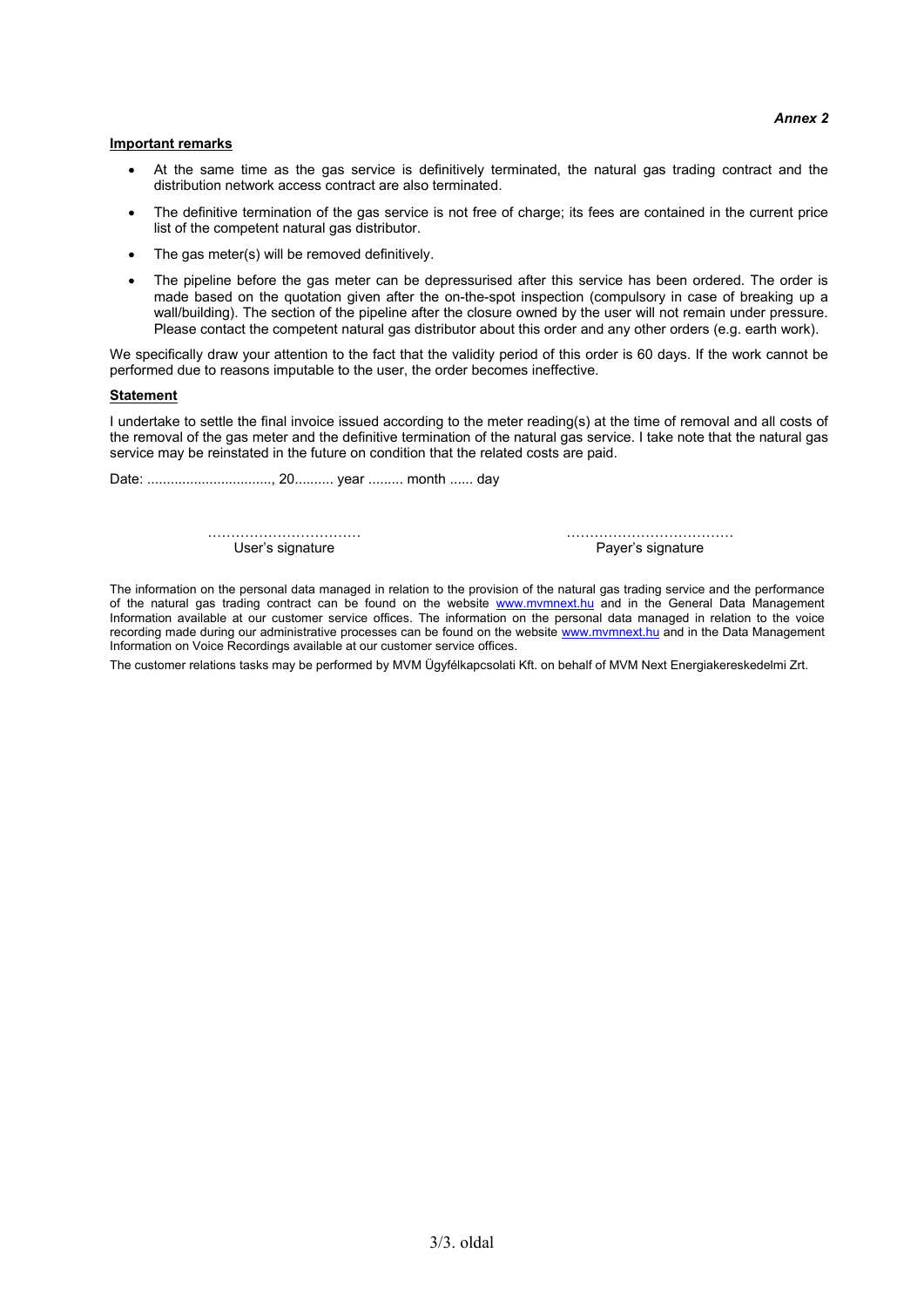*Annex 2*

**Important remarks**

- At the same time as the gas service is definitively terminated, the natural gas trading contract and the distribution network access contract are also terminated.
- The definitive termination of the gas service is not free of charge; its fees are contained in the current price list of the competent natural gas distributor.
- The gas meter(s) will be removed definitively.
- The pipeline before the gas meter can be depressurised after this service has been ordered. The order is made based on the quotation given after the on-the-spot inspection (compulsory in case of breaking up a wall/building). The section of the pipeline after the closure owned by the user will not remain under pressure. Please contact the competent natural gas distributor about this order and any other orders (e.g. earth work).

We specifically draw your attention to the fact that the validity period of this order is 60 days. If the work cannot be performed due to reasons imputable to the user, the order becomes ineffective.

**Statement**

I undertake to settle the final invoice issued according to the meter reading(s) at the time of removal and all costs of the removal of the gas meter and the definitive termination of the natural gas service. I take note that the natural gas service may be reinstated in the future on condition that the related costs are paid.

Date: ................................, 20.......... year ......... month ...... day

……………………………
User's signature

………………………………
Payer's signature

The information on the personal data managed in relation to the provision of the natural gas trading service and the performance of the natural gas trading contract can be found on the website www.mvmnext.hu and in the General Data Management Information available at our customer service offices. The information on the personal data managed in relation to the voice recording made during our administrative processes can be found on the website www.mvmnext.hu and in the Data Management Information on Voice Recordings available at our customer service offices.

The customer relations tasks may be performed by MVM Ügyfélkapcsolati Kft. on behalf of MVM Next Energiakereskedelmi Zrt.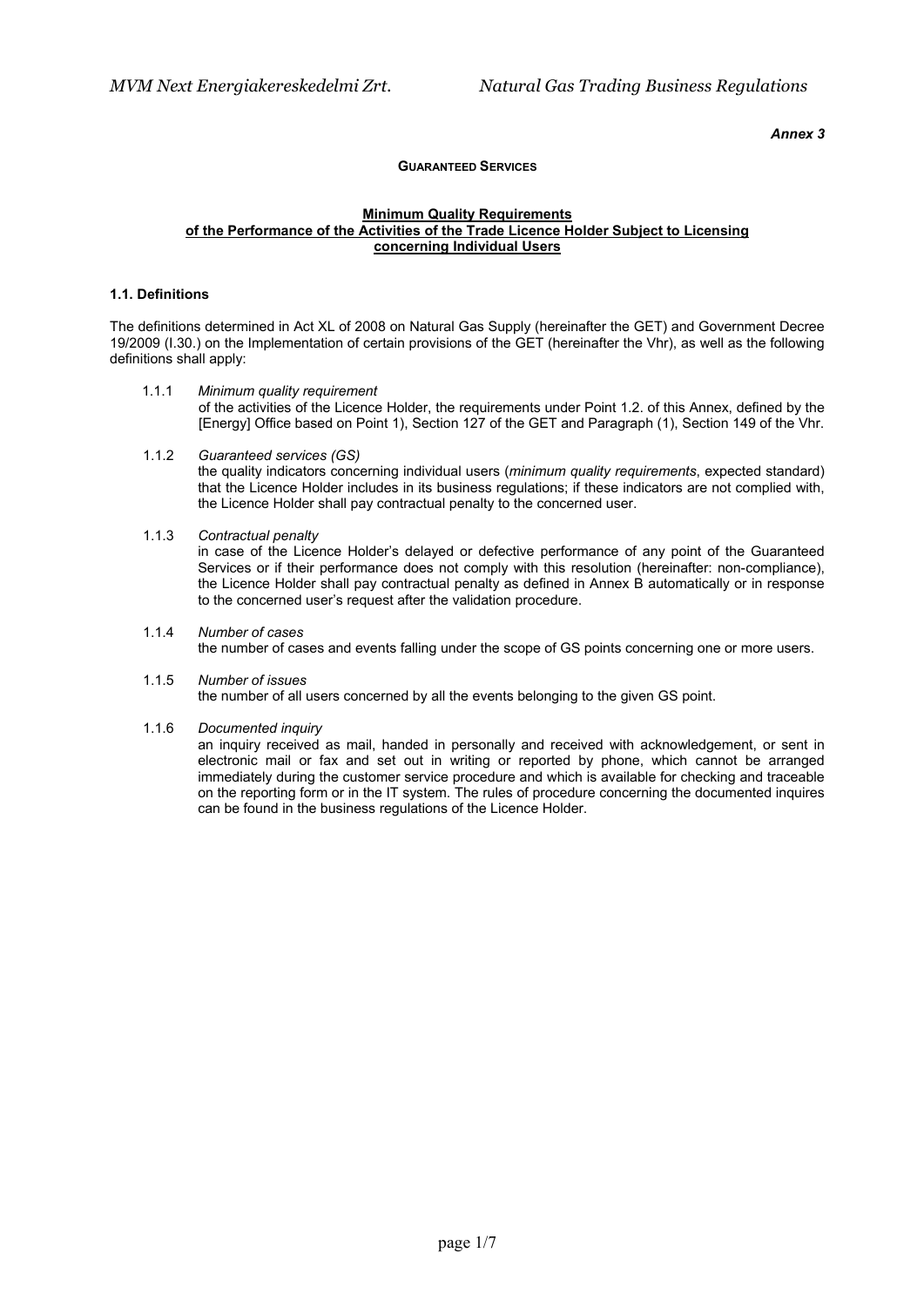*Annex 3*

**GUARANTEED SERVICES**

**Minimum Quality Requirements**
**of the Performance of the Activities of the Trade Licence Holder Subject to Licensing**
**concerning Individual Users**

### 1.1. Definitions

The definitions determined in Act XL of 2008 on Natural Gas Supply (hereinafter the GET) and Government Decree 19/2009 (I.30.) on the Implementation of certain provisions of the GET (hereinafter the Vhr), as well as the following definitions shall apply:

1.1.1 *Minimum quality requirement*
of the activities of the Licence Holder, the requirements under Point 1.2. of this Annex, defined by the [Energy] Office based on Point 1), Section 127 of the GET and Paragraph (1), Section 149 of the Vhr.

1.1.2 *Guaranteed services (GS)*
the quality indicators concerning individual users (*minimum quality requirements*, expected standard) that the Licence Holder includes in its business regulations; if these indicators are not complied with, the Licence Holder shall pay contractual penalty to the concerned user.

1.1.3 *Contractual penalty*
in case of the Licence Holder's delayed or defective performance of any point of the Guaranteed Services or if their performance does not comply with this resolution (hereinafter: non-compliance), the Licence Holder shall pay contractual penalty as defined in Annex B automatically or in response to the concerned user's request after the validation procedure.

1.1.4 *Number of cases*
the number of cases and events falling under the scope of GS points concerning one or more users.

1.1.5 *Number of issues*
the number of all users concerned by all the events belonging to the given GS point.

1.1.6 *Documented inquiry*
an inquiry received as mail, handed in personally and received with acknowledgement, or sent in electronic mail or fax and set out in writing or reported by phone, which cannot be arranged immediately during the customer service procedure and which is available for checking and traceable on the reporting form or in the IT system. The rules of procedure concerning the documented inquires can be found in the business regulations of the Licence Holder.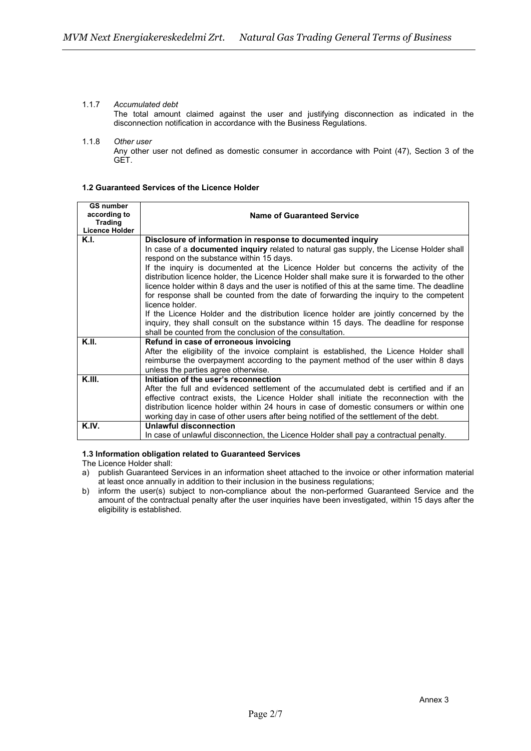1.1.7 *Accumulated debt*

The total amount claimed against the user and justifying disconnection as indicated in the disconnection notification in accordance with the Business Regulations.

1.1.8 *Other user*

Any other user not defined as domestic consumer in accordance with Point (47), Section 3 of the GET.

**1.2 Guaranteed Services of the Licence Holder**

| GS number according to Trading Licence Holder | Name of Guaranteed Service |
|---|---|
| **K.I.** | **Disclosure of information in response to documented inquiry**<br>In case of a **documented inquiry** related to natural gas supply, the License Holder shall respond on the substance within 15 days.<br>If the inquiry is documented at the Licence Holder but concerns the activity of the distribution licence holder, the Licence Holder shall make sure it is forwarded to the other licence holder within 8 days and the user is notified of this at the same time. The deadline for response shall be counted from the date of forwarding the inquiry to the competent licence holder.<br>If the Licence Holder and the distribution licence holder are jointly concerned by the inquiry, they shall consult on the substance within 15 days. The deadline for response shall be counted from the conclusion of the consultation. |
| **K.II.** | **Refund in case of erroneous invoicing**<br>After the eligibility of the invoice complaint is established, the Licence Holder shall reimburse the overpayment according to the payment method of the user within 8 days unless the parties agree otherwise. |
| **K.III.** | **Initiation of the user's reconnection**<br>After the full and evidenced settlement of the accumulated debt is certified and if an effective contract exists, the Licence Holder shall initiate the reconnection with the distribution licence holder within 24 hours in case of domestic consumers or within one working day in case of other users after being notified of the settlement of the debt. |
| **K.IV.** | **Unlawful disconnection**<br>In case of unlawful disconnection, the Licence Holder shall pay a contractual penalty. |

**1.3 Information obligation related to Guaranteed Services**

The Licence Holder shall:

a) publish Guaranteed Services in an information sheet attached to the invoice or other information material at least once annually in addition to their inclusion in the business regulations;
b) inform the user(s) subject to non-compliance about the non-performed Guaranteed Service and the amount of the contractual penalty after the user inquiries have been investigated, within 15 days after the eligibility is established.

Annex 3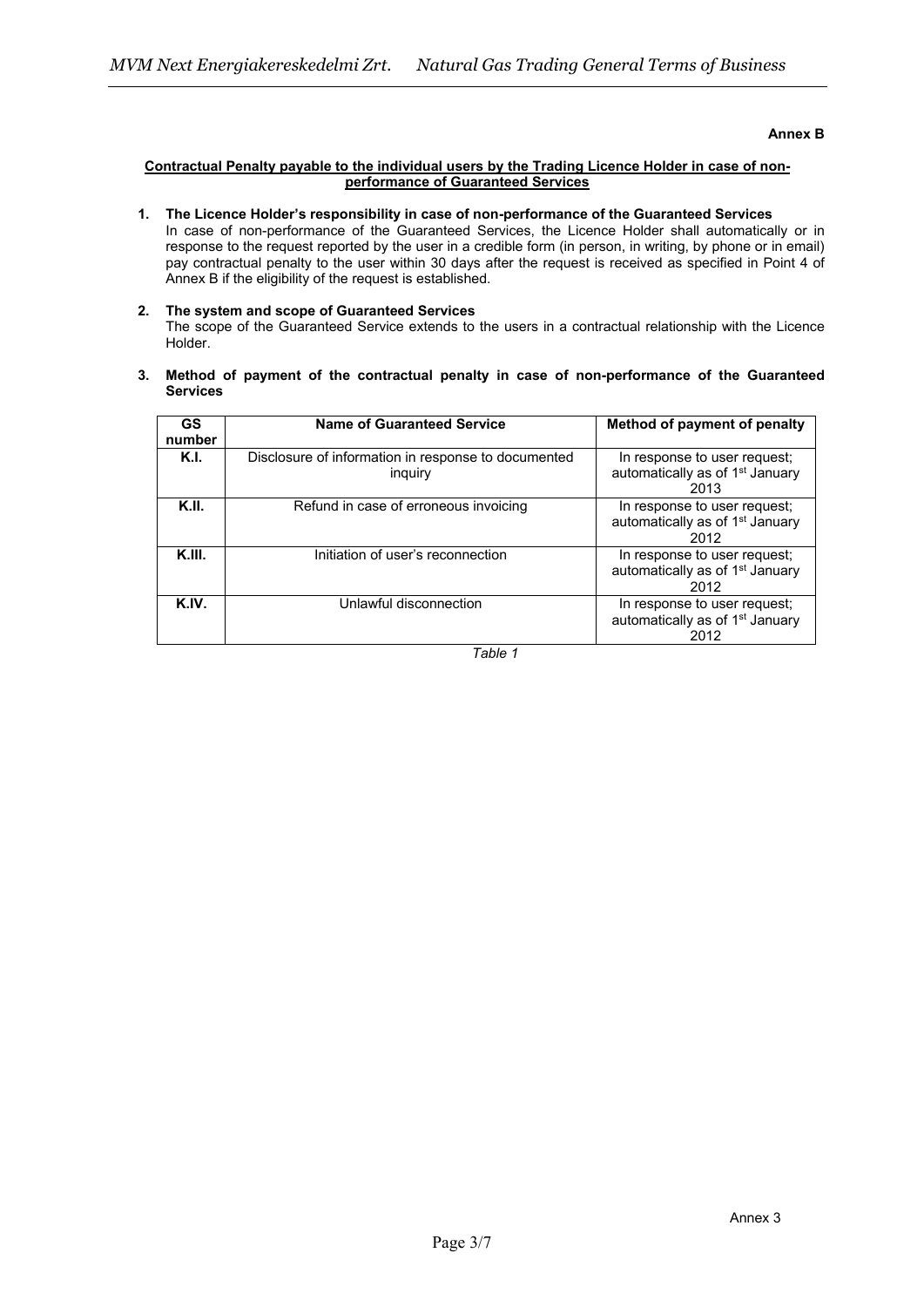**Annex B**

**Contractual Penalty payable to the individual users by the Trading Licence Holder in case of non-performance of Guaranteed Services**

1. **The Licence Holder's responsibility in case of non-performance of the Guaranteed Services**
   In case of non-performance of the Guaranteed Services, the Licence Holder shall automatically or in response to the request reported by the user in a credible form (in person, in writing, by phone or in email) pay contractual penalty to the user within 30 days after the request is received as specified in Point 4 of Annex B if the eligibility of the request is established.

2. **The system and scope of Guaranteed Services**
   The scope of the Guaranteed Service extends to the users in a contractual relationship with the Licence Holder.

3. **Method of payment of the contractual penalty in case of non-performance of the Guaranteed Services**

| GS number | Name of Guaranteed Service | Method of payment of penalty |
|---|---|---|
| **K.I.** | Disclosure of information in response to documented inquiry | In response to user request; automatically as of 1st January 2013 |
| **K.II.** | Refund in case of erroneous invoicing | In response to user request; automatically as of 1st January 2012 |
| **K.III.** | Initiation of user's reconnection | In response to user request; automatically as of 1st January 2012 |
| **K.IV.** | Unlawful disconnection | In response to user request; automatically as of 1st January 2012 |

*Table 1*

Annex 3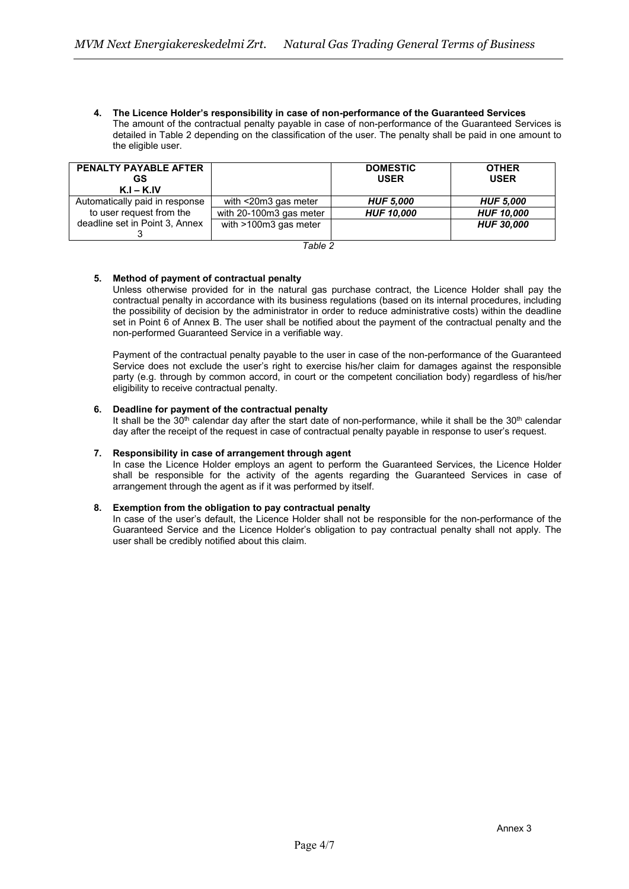4. **The Licence Holder's responsibility in case of non-performance of the Guaranteed Services**
   The amount of the contractual penalty payable in case of non-performance of the Guaranteed Services is detailed in Table 2 depending on the classification of the user. The penalty shall be paid in one amount to the eligible user.

| PENALTY PAYABLE AFTER GS K.I – K.IV | | DOMESTIC USER | OTHER USER |
|---|---|---|---|
| Automatically paid in response to user request from the deadline set in Point 3, Annex 3 | with <20m3 gas meter | ***HUF 5,000*** | ***HUF 5,000*** |
| | with 20-100m3 gas meter | ***HUF 10,000*** | ***HUF 10,000*** |
| | with >100m3 gas meter | | ***HUF 30,000*** |

*Table 2*

5. **Method of payment of contractual penalty**
   Unless otherwise provided for in the natural gas purchase contract, the Licence Holder shall pay the contractual penalty in accordance with its business regulations (based on its internal procedures, including the possibility of decision by the administrator in order to reduce administrative costs) within the deadline set in Point 6 of Annex B. The user shall be notified about the payment of the contractual penalty and the non-performed Guaranteed Service in a verifiable way.

   Payment of the contractual penalty payable to the user in case of the non-performance of the Guaranteed Service does not exclude the user's right to exercise his/her claim for damages against the responsible party (e.g. through by common accord, in court or the competent conciliation body) regardless of his/her eligibility to receive contractual penalty.

6. **Deadline for payment of the contractual penalty**
   It shall be the 30th calendar day after the start date of non-performance, while it shall be the 30th calendar day after the receipt of the request in case of contractual penalty payable in response to user's request.

7. **Responsibility in case of arrangement through agent**
   In case the Licence Holder employs an agent to perform the Guaranteed Services, the Licence Holder shall be responsible for the activity of the agents regarding the Guaranteed Services in case of arrangement through the agent as if it was performed by itself.

8. **Exemption from the obligation to pay contractual penalty**
   In case of the user's default, the Licence Holder shall not be responsible for the non-performance of the Guaranteed Service and the Licence Holder's obligation to pay contractual penalty shall not apply. The user shall be credibly notified about this claim.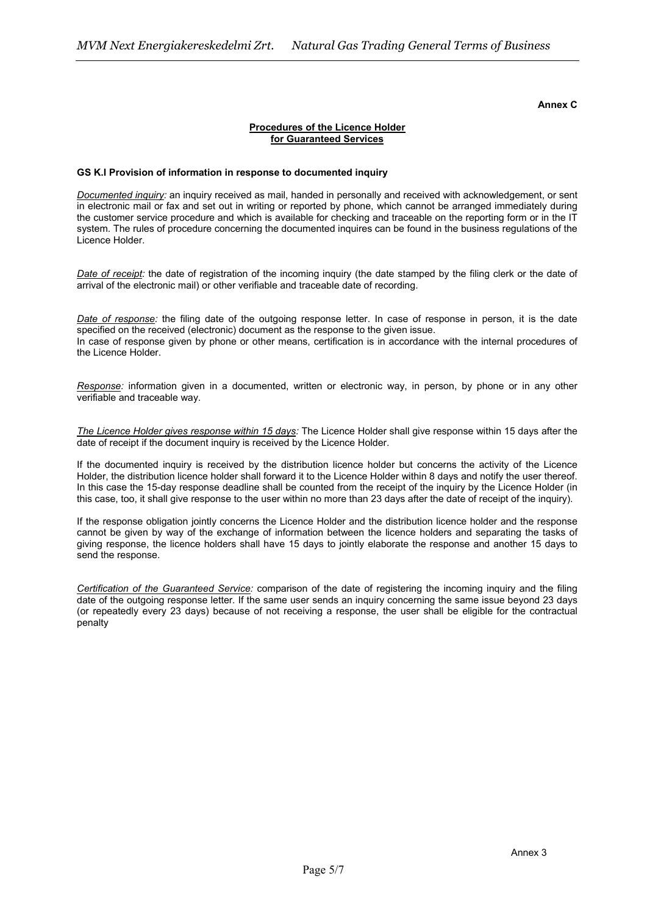**Annex C**

**Procedures of the Licence Holder for Guaranteed Services**

**GS K.I Provision of information in response to documented inquiry**

*Documented inquiry:* an inquiry received as mail, handed in personally and received with acknowledgement, or sent in electronic mail or fax and set out in writing or reported by phone, which cannot be arranged immediately during the customer service procedure and which is available for checking and traceable on the reporting form or in the IT system. The rules of procedure concerning the documented inquires can be found in the business regulations of the Licence Holder.

*Date of receipt:* the date of registration of the incoming inquiry (the date stamped by the filing clerk or the date of arrival of the electronic mail) or other verifiable and traceable date of recording.

*Date of response:* the filing date of the outgoing response letter. In case of response in person, it is the date specified on the received (electronic) document as the response to the given issue.
In case of response given by phone or other means, certification is in accordance with the internal procedures of the Licence Holder.

*Response:* information given in a documented, written or electronic way, in person, by phone or in any other verifiable and traceable way.

*The Licence Holder gives response within 15 days:* The Licence Holder shall give response within 15 days after the date of receipt if the document inquiry is received by the Licence Holder.

If the documented inquiry is received by the distribution licence holder but concerns the activity of the Licence Holder, the distribution licence holder shall forward it to the Licence Holder within 8 days and notify the user thereof. In this case the 15-day response deadline shall be counted from the receipt of the inquiry by the Licence Holder (in this case, too, it shall give response to the user within no more than 23 days after the date of receipt of the inquiry).

If the response obligation jointly concerns the Licence Holder and the distribution licence holder and the response cannot be given by way of the exchange of information between the licence holders and separating the tasks of giving response, the licence holders shall have 15 days to jointly elaborate the response and another 15 days to send the response.

*Certification of the Guaranteed Service:* comparison of the date of registering the incoming inquiry and the filing date of the outgoing response letter. If the same user sends an inquiry concerning the same issue beyond 23 days (or repeatedly every 23 days) because of not receiving a response, the user shall be eligible for the contractual penalty

Annex 3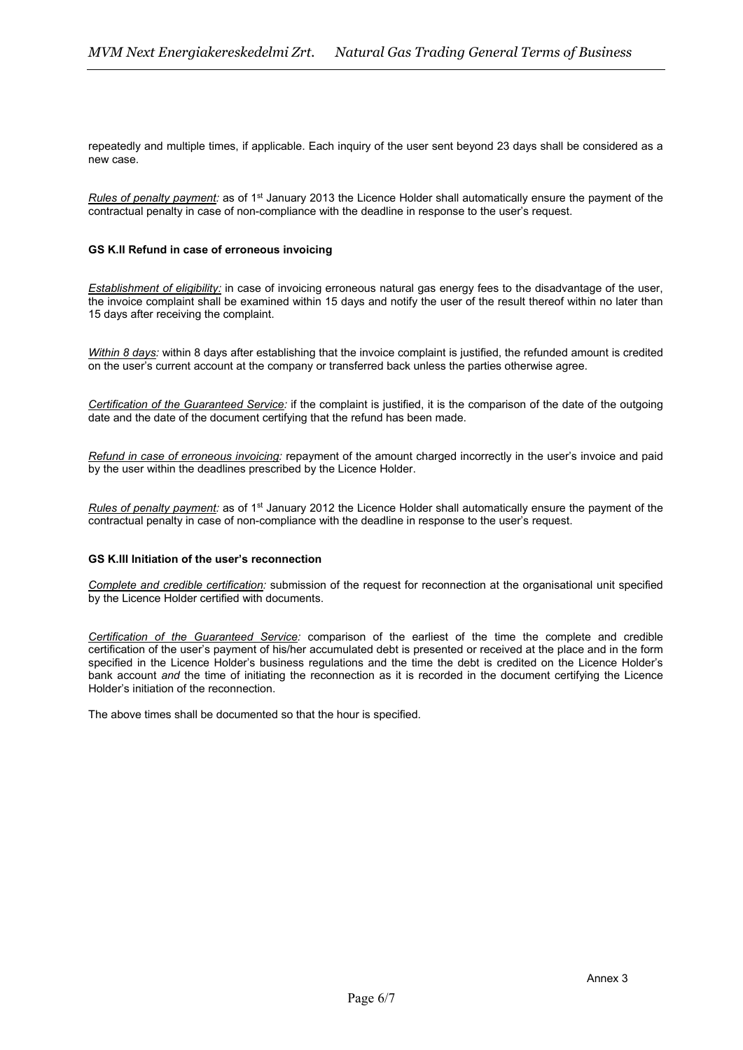repeatedly and multiple times, if applicable. Each inquiry of the user sent beyond 23 days shall be considered as a new case.

*Rules of penalty payment:* as of 1st January 2013 the Licence Holder shall automatically ensure the payment of the contractual penalty in case of non-compliance with the deadline in response to the user's request.

**GS K.II Refund in case of erroneous invoicing**

*Establishment of eligibility:* in case of invoicing erroneous natural gas energy fees to the disadvantage of the user, the invoice complaint shall be examined within 15 days and notify the user of the result thereof within no later than 15 days after receiving the complaint.

*Within 8 days:* within 8 days after establishing that the invoice complaint is justified, the refunded amount is credited on the user's current account at the company or transferred back unless the parties otherwise agree.

*Certification of the Guaranteed Service:* if the complaint is justified, it is the comparison of the date of the outgoing date and the date of the document certifying that the refund has been made.

*Refund in case of erroneous invoicing:* repayment of the amount charged incorrectly in the user's invoice and paid by the user within the deadlines prescribed by the Licence Holder.

*Rules of penalty payment:* as of 1st January 2012 the Licence Holder shall automatically ensure the payment of the contractual penalty in case of non-compliance with the deadline in response to the user's request.

**GS K.III Initiation of the user's reconnection**

*Complete and credible certification:* submission of the request for reconnection at the organisational unit specified by the Licence Holder certified with documents.

*Certification of the Guaranteed Service:* comparison of the earliest of the time the complete and credible certification of the user's payment of his/her accumulated debt is presented or received at the place and in the form specified in the Licence Holder's business regulations and the time the debt is credited on the Licence Holder's bank account *and* the time of initiating the reconnection as it is recorded in the document certifying the Licence Holder's initiation of the reconnection.

The above times shall be documented so that the hour is specified.

Annex 3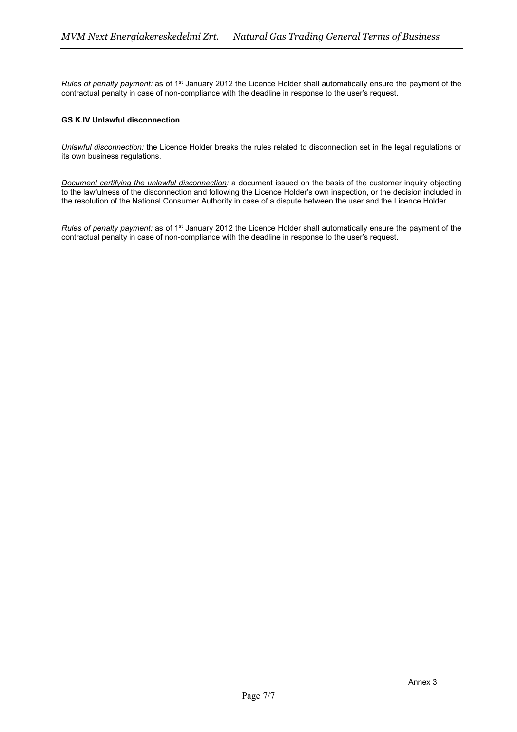*Rules of penalty payment:* as of 1st January 2012 the Licence Holder shall automatically ensure the payment of the contractual penalty in case of non-compliance with the deadline in response to the user's request.

**GS K.IV Unlawful disconnection**

*Unlawful disconnection:* the Licence Holder breaks the rules related to disconnection set in the legal regulations or its own business regulations.

*Document certifying the unlawful disconnection:* a document issued on the basis of the customer inquiry objecting to the lawfulness of the disconnection and following the Licence Holder's own inspection, or the decision included in the resolution of the National Consumer Authority in case of a dispute between the user and the Licence Holder.

*Rules of penalty payment:* as of 1st January 2012 the Licence Holder shall automatically ensure the payment of the contractual penalty in case of non-compliance with the deadline in response to the user's request.

Annex 3